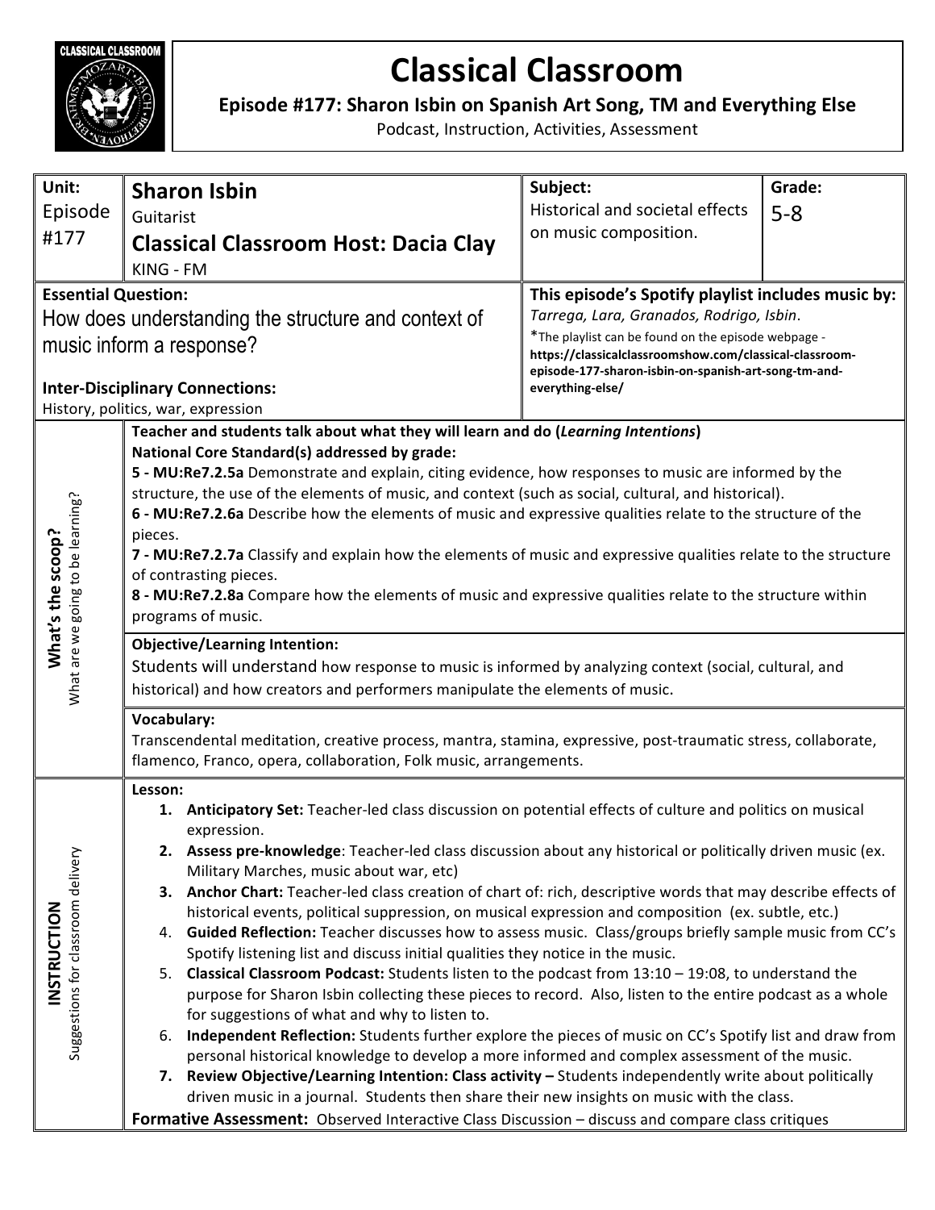# Classical Classroom

**Episode #177: Sharon Isbin on Spanish Art Song, TM and Everything Else**

Podcast, Instruction, Activities, Assessment

| Unit: Episode #177 | **Sharon Isbin** Guitarist **Classical Classroom Host: Dacia Clay** KING - FM | **Subject:** Historical and societal effects on music composition. | **Grade:** 5-8 |
|---|---|---|---|

**Essential Question:**
How does understanding the structure and context of music inform a response?

**Inter-Disciplinary Connections:**
History, politics, war, expression

**This episode's Spotify playlist includes music by:**
*Tarrega, Lara, Granados, Rodrigo, Isbin*.
*The playlist can be found on the episode webpage - **https://classicalclassroomshow.com/classical-classroom-episode-177-sharon-isbin-on-spanish-art-song-tm-and-everything-else/**

## What's the scoop?
*What are we going to be learning?*

**Teacher and students talk about what they will learn and do (*Learning Intentions*)**

**National Core Standard(s) addressed by grade:**

**5 - MU:Re7.2.5a** Demonstrate and explain, citing evidence, how responses to music are informed by the structure, the use of the elements of music, and context (such as social, cultural, and historical).

**6 - MU:Re7.2.6a** Describe how the elements of music and expressive qualities relate to the structure of the pieces.

**7 - MU:Re7.2.7a** Classify and explain how the elements of music and expressive qualities relate to the structure of contrasting pieces.

**8 - MU:Re7.2.8a** Compare how the elements of music and expressive qualities relate to the structure within programs of music.

**Objective/Learning Intention:**
Students will understand how response to music is informed by analyzing context (social, cultural, and historical) and how creators and performers manipulate the elements of music.

**Vocabulary:**
Transcendental meditation, creative process, mantra, stamina, expressive, post-traumatic stress, collaborate, flamenco, Franco, opera, collaboration, Folk music, arrangements.

## INSTRUCTION
*Suggestions for classroom delivery*

**Lesson:**

1. **Anticipatory Set:** Teacher-led class discussion on potential effects of culture and politics on musical expression.
2. **Assess pre-knowledge**: Teacher-led class discussion about any historical or politically driven music (ex. Military Marches, music about war, etc)
3. **Anchor Chart:** Teacher-led class creation of chart of: rich, descriptive words that may describe effects of historical events, political suppression, on musical expression and composition (ex. subtle, etc.)
4. **Guided Reflection:** Teacher discusses how to assess music. Class/groups briefly sample music from CC's Spotify listening list and discuss initial qualities they notice in the music.
5. **Classical Classroom Podcast:** Students listen to the podcast from 13:10 – 19:08, to understand the purpose for Sharon Isbin collecting these pieces to record. Also, listen to the entire podcast as a whole for suggestions of what and why to listen to.
6. **Independent Reflection:** Students further explore the pieces of music on CC's Spotify list and draw from personal historical knowledge to develop a more informed and complex assessment of the music.
7. **Review Objective/Learning Intention: Class activity –** Students independently write about politically driven music in a journal. Students then share their new insights on music with the class.

**Formative Assessment:** Observed Interactive Class Discussion – discuss and compare class critiques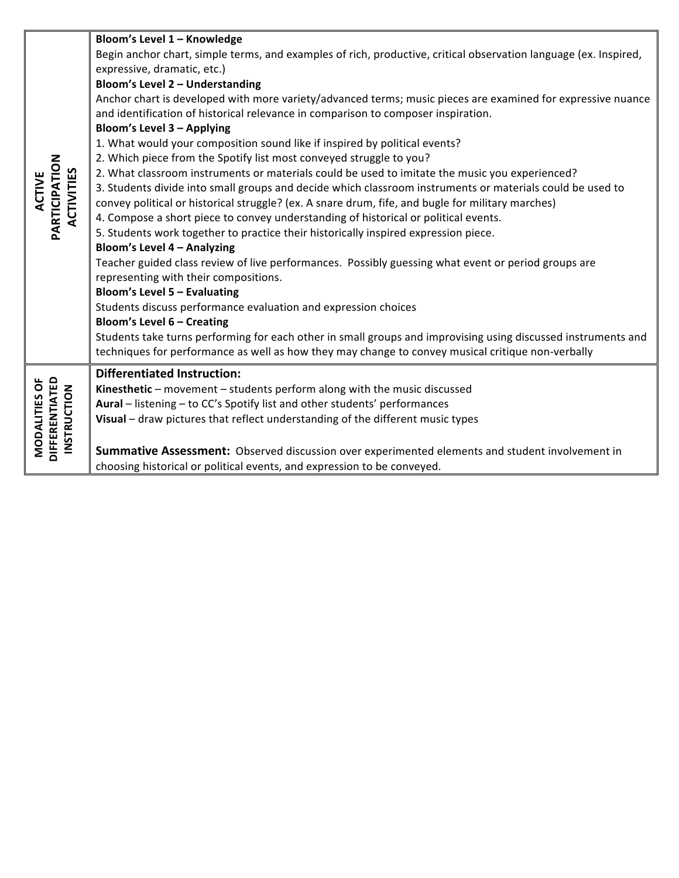| | |
|---|---|
| **ACTIVE PARTICIPATION ACTIVITIES** | **Bloom's Level 1 – Knowledge**<br>Begin anchor chart, simple terms, and examples of rich, productive, critical observation language (ex. Inspired, expressive, dramatic, etc.)<br>**Bloom's Level 2 – Understanding**<br>Anchor chart is developed with more variety/advanced terms; music pieces are examined for expressive nuance and identification of historical relevance in comparison to composer inspiration.<br>**Bloom's Level 3 – Applying**<br>1. What would your composition sound like if inspired by political events?<br>2. Which piece from the Spotify list most conveyed struggle to you?<br>2. What classroom instruments or materials could be used to imitate the music you experienced?<br>3. Students divide into small groups and decide which classroom instruments or materials could be used to convey political or historical struggle? (ex. A snare drum, fife, and bugle for military marches)<br>4. Compose a short piece to convey understanding of historical or political events.<br>5. Students work together to practice their historically inspired expression piece.<br>**Bloom's Level 4 – Analyzing**<br>Teacher guided class review of live performances. Possibly guessing what event or period groups are representing with their compositions.<br>**Bloom's Level 5 – Evaluating**<br>Students discuss performance evaluation and expression choices<br>**Bloom's Level 6 – Creating**<br>Students take turns performing for each other in small groups and improvising using discussed instruments and techniques for performance as well as how they may change to convey musical critique non-verbally |
| **MODALITIES OF DIFFERENTIATED INSTRUCTION** | **Differentiated Instruction:**<br>**Kinesthetic** – movement – students perform along with the music discussed<br>**Aural** – listening – to CC's Spotify list and other students' performances<br>**Visual** – draw pictures that reflect understanding of the different music types<br><br>**Summative Assessment:** Observed discussion over experimented elements and student involvement in choosing historical or political events, and expression to be conveyed. |